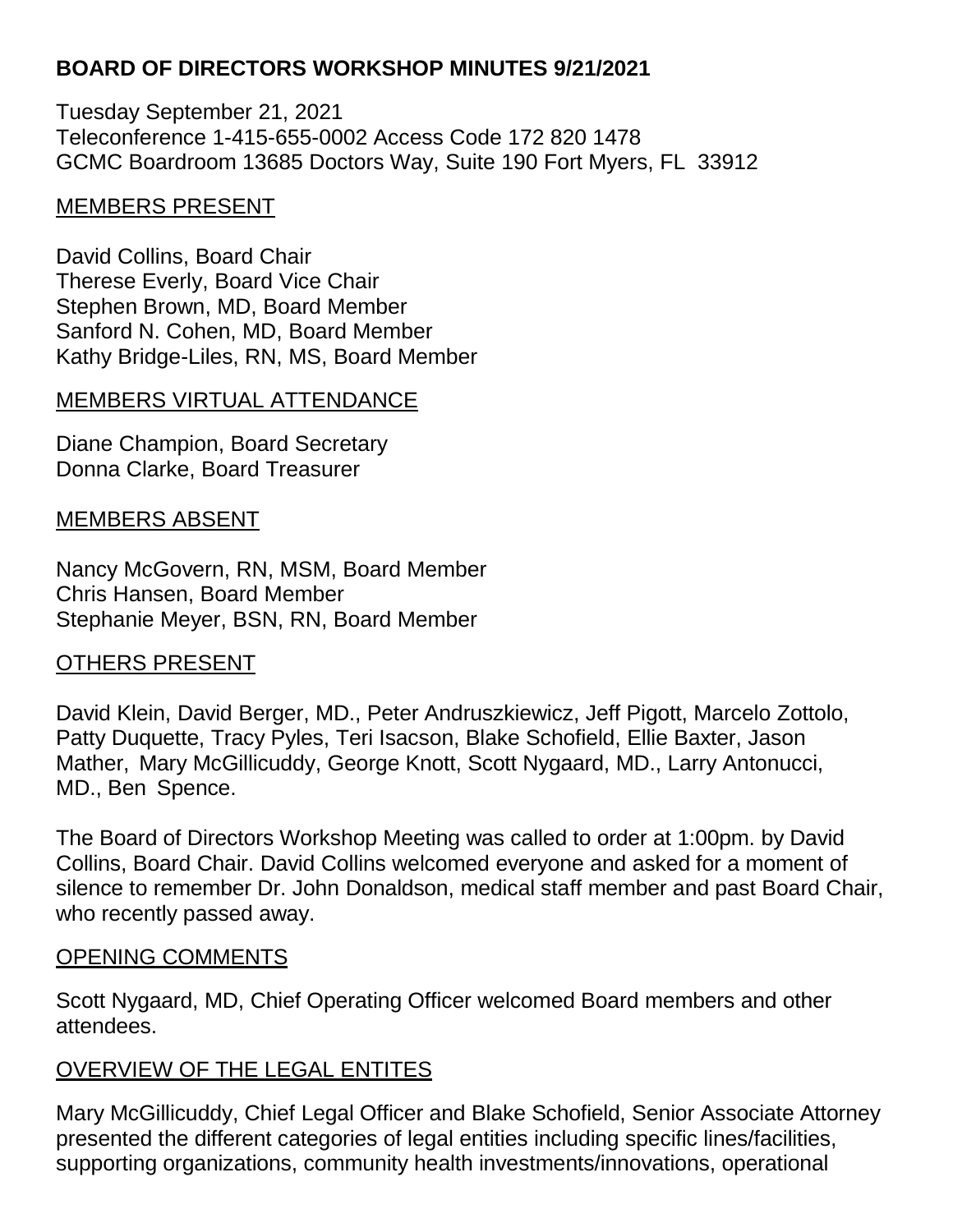# BOARD OF DIRECTORS WORKSHOP MINUTES 9/21/2021

Tuesday September 21, 2021
Teleconference 1-415-655-0002 Access Code 172 820 1478
GCMC Boardroom 13685 Doctors Way, Suite 190 Fort Myers, FL 33912

## MEMBERS PRESENT

David Collins, Board Chair
Therese Everly, Board Vice Chair
Stephen Brown, MD, Board Member
Sanford N. Cohen, MD, Board Member
Kathy Bridge-Liles, RN, MS, Board Member

## MEMBERS VIRTUAL ATTENDANCE

Diane Champion, Board Secretary
Donna Clarke, Board Treasurer

## MEMBERS ABSENT

Nancy McGovern, RN, MSM, Board Member
Chris Hansen, Board Member
Stephanie Meyer, BSN, RN, Board Member

## OTHERS PRESENT

David Klein, David Berger, MD., Peter Andruszkiewicz, Jeff Pigott, Marcelo Zottolo, Patty Duquette, Tracy Pyles, Teri Isacson, Blake Schofield, Ellie Baxter, Jason Mather, Mary McGillicuddy, George Knott, Scott Nygaard, MD., Larry Antonucci, MD., Ben Spence.

The Board of Directors Workshop Meeting was called to order at 1:00pm. by David Collins, Board Chair. David Collins welcomed everyone and asked for a moment of silence to remember Dr. John Donaldson, medical staff member and past Board Chair, who recently passed away.

## OPENING COMMENTS

Scott Nygaard, MD, Chief Operating Officer welcomed Board members and other attendees.

## OVERVIEW OF THE LEGAL ENTITES

Mary McGillicuddy, Chief Legal Officer and Blake Schofield, Senior Associate Attorney presented the different categories of legal entities including specific lines/facilities, supporting organizations, community health investments/innovations, operational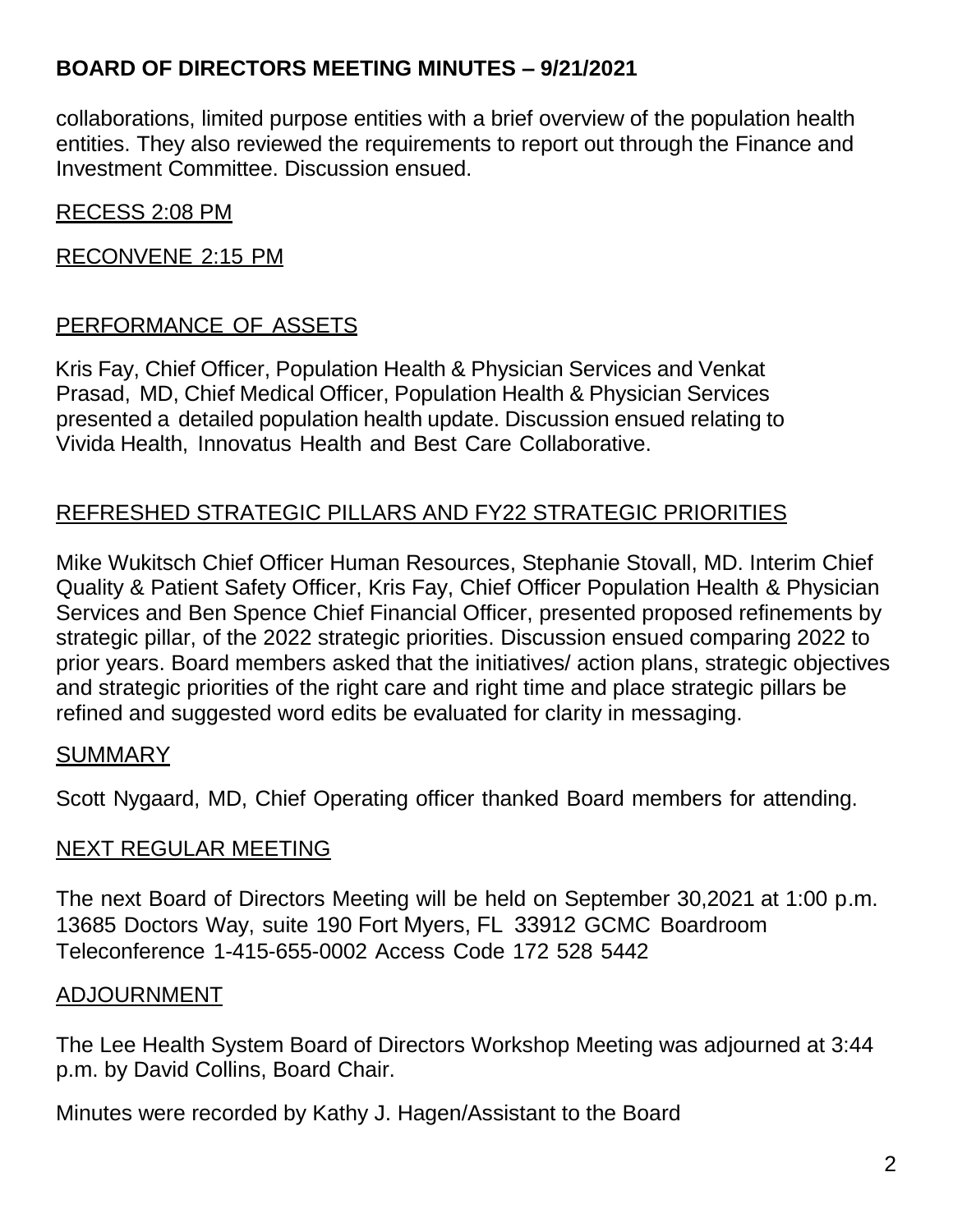collaborations, limited purpose entities with a brief overview of the population health entities. They also reviewed the requirements to report out through the Finance and Investment Committee. Discussion ensued.

RECESS 2:08 PM

RECONVENE 2:15 PM

PERFORMANCE OF ASSETS

Kris Fay, Chief Officer, Population Health & Physician Services and Venkat Prasad, MD, Chief Medical Officer, Population Health & Physician Services presented a detailed population health update. Discussion ensued relating to Vivida Health, Innovatus Health and Best Care Collaborative.

REFRESHED STRATEGIC PILLARS AND FY22 STRATEGIC PRIORITIES

Mike Wukitsch Chief Officer Human Resources, Stephanie Stovall, MD. Interim Chief Quality & Patient Safety Officer, Kris Fay, Chief Officer Population Health & Physician Services and Ben Spence Chief Financial Officer, presented proposed refinements by strategic pillar, of the 2022 strategic priorities. Discussion ensued comparing 2022 to prior years. Board members asked that the initiatives/ action plans, strategic objectives and strategic priorities of the right care and right time and place strategic pillars be refined and suggested word edits be evaluated for clarity in messaging.

SUMMARY

Scott Nygaard, MD, Chief Operating officer thanked Board members for attending.

NEXT REGULAR MEETING

The next Board of Directors Meeting will be held on September 30,2021 at 1:00 p.m. 13685 Doctors Way, suite 190 Fort Myers, FL 33912 GCMC Boardroom Teleconference 1-415-655-0002 Access Code 172 528 5442

ADJOURNMENT

The Lee Health System Board of Directors Workshop Meeting was adjourned at 3:44 p.m. by David Collins, Board Chair.

Minutes were recorded by Kathy J. Hagen/Assistant to the Board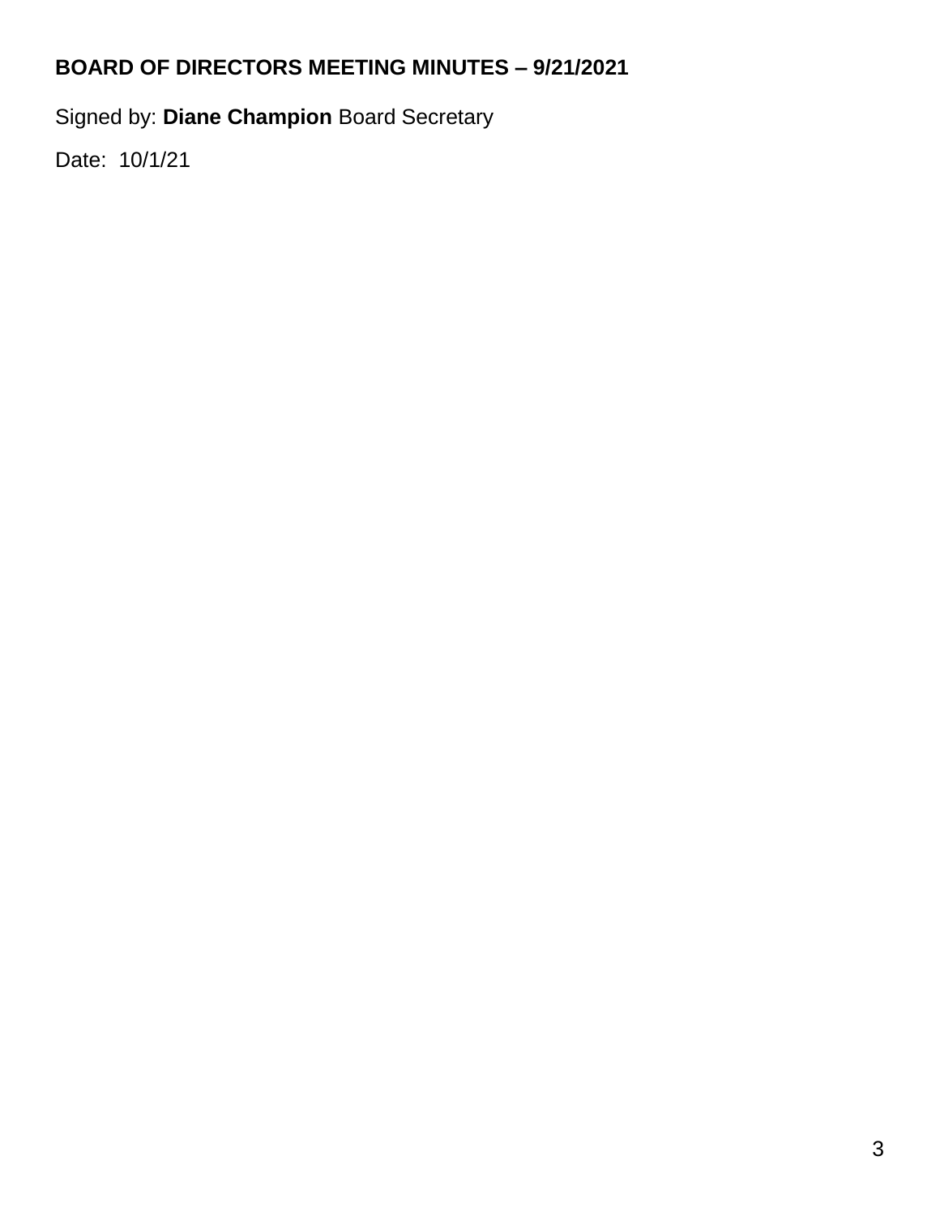**BOARD OF DIRECTORS MEETING MINUTES – 9/21/2021**

Signed by: **Diane Champion** Board Secretary

Date: 10/1/21